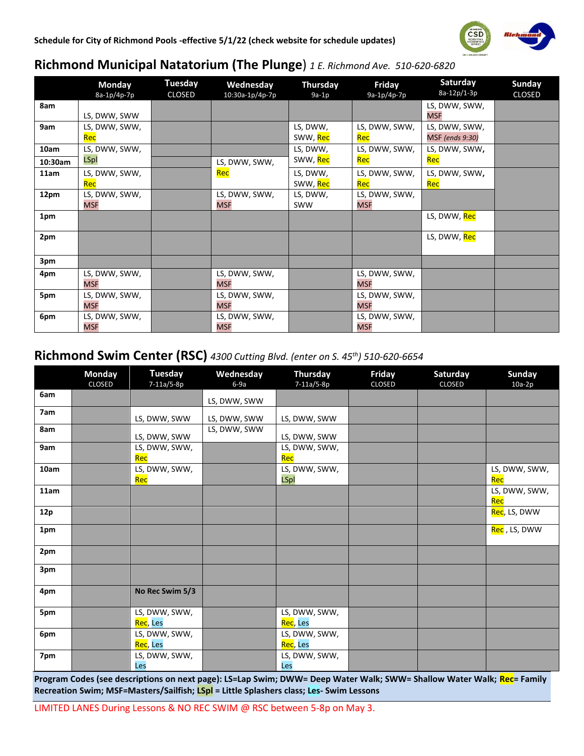Schedule for City of Richmond Pools -effective 5/1/22 (check website for schedule updates)

## Richmond Municipal Natatorium (The Plunge) *1 E. Richmond Ave. 510-620-6820*

| | Monday 8a-1p/4p-7p | Tuesday CLOSED | Wednesday 10:30a-1p/4p-7p | Thursday 9a-1p | Friday 9a-1p/4p-7p | Saturday 8a-12p/1-3p | Sunday CLOSED |
|---|---|---|---|---|---|---|---|
| 8am | LS, DWW, SWW | | | | | LS, DWW, SWW, MSF | |
| 9am | LS, DWW, SWW, Rec | | | LS, DWW, SWW, Rec | LS, DWW, SWW, Rec | LS, DWW, SWW, MSF *(ends 9:30)* | |
| 10am | LS, DWW, SWW, LSpl | | | LS, DWW, SWW, Rec | LS, DWW, SWW, Rec | LS, DWW, SWW, Rec | |
| 10:30am | | | LS, DWW, SWW, Rec | | | | |
| 11am | LS, DWW, SWW, Rec | | | LS, DWW, SWW, Rec | LS, DWW, SWW, Rec | LS, DWW, SWW, Rec | |
| 12pm | LS, DWW, SWW, MSF | | LS, DWW, SWW, MSF | LS, DWW, SWW | LS, DWW, SWW, MSF | | |
| 1pm | | | | | | LS, DWW, Rec | |
| 2pm | | | | | | LS, DWW, Rec | |
| 3pm | | | | | | | |
| 4pm | LS, DWW, SWW, MSF | | LS, DWW, SWW, MSF | | LS, DWW, SWW, MSF | | |
| 5pm | LS, DWW, SWW, MSF | | LS, DWW, SWW, MSF | | LS, DWW, SWW, MSF | | |
| 6pm | LS, DWW, SWW, MSF | | LS, DWW, SWW, MSF | | LS, DWW, SWW, MSF | | |

## Richmond Swim Center (RSC) *4300 Cutting Blvd. (enter on S. 45th) 510-620-6654*

| | Monday CLOSED | Tuesday 7-11a/5-8p | Wednesday 6-9a | Thursday 7-11a/5-8p | Friday CLOSED | Saturday CLOSED | Sunday 10a-2p |
|---|---|---|---|---|---|---|---|
| 6am | | | LS, DWW, SWW | | | | |
| 7am | | LS, DWW, SWW | LS, DWW, SWW | LS, DWW, SWW | | | |
| 8am | | LS, DWW, SWW | LS, DWW, SWW | LS, DWW, SWW | | | |
| 9am | | LS, DWW, SWW, Rec | | LS, DWW, SWW, Rec | | | |
| 10am | | LS, DWW, SWW, Rec | | LS, DWW, SWW, LSpl | | | LS, DWW, SWW, Rec |
| 11am | | | | | | | LS, DWW, SWW, Rec |
| 12p | | | | | | | Rec, LS, DWW |
| 1pm | | | | | | | Rec , LS, DWW |
| 2pm | | | | | | | |
| 3pm | | | | | | | |
| 4pm | | **No Rec Swim 5/3** | | | | | |
| 5pm | | LS, DWW, SWW, Rec, Les | | LS, DWW, SWW, Rec, Les | | | |
| 6pm | | LS, DWW, SWW, Rec, Les | | LS, DWW, SWW, Rec, Les | | | |
| 7pm | | LS, DWW, SWW, Les | | LS, DWW, SWW, Les | | | |

**Program Codes (see descriptions on next page): LS=Lap Swim; DWW= Deep Water Walk; SWW= Shallow Water Walk; Rec= Family Recreation Swim; MSF=Masters/Sailfish; LSpl = Little Splashers class; Les- Swim Lessons**

LIMITED LANES During Lessons & NO REC SWIM @ RSC between 5-8p on May 3.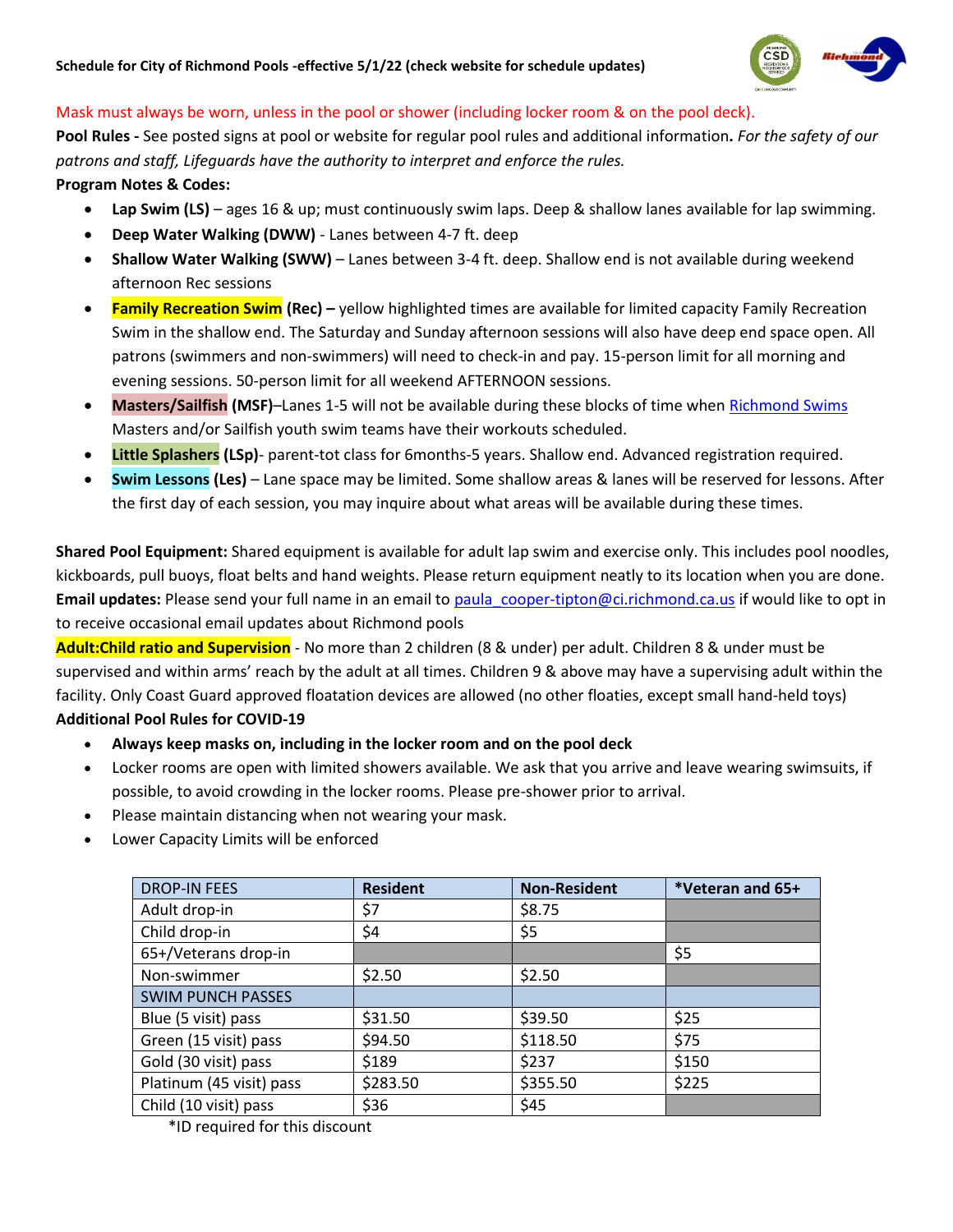**Schedule for City of Richmond Pools -effective 5/1/22 (check website for schedule updates)**

Mask must always be worn, unless in the pool or shower (including locker room & on the pool deck).

**Pool Rules -** See posted signs at pool or website for regular pool rules and additional information**.** *For the safety of our patrons and staff, Lifeguards have the authority to interpret and enforce the rules.*

**Program Notes & Codes:**

- **Lap Swim (LS)** – ages 16 & up; must continuously swim laps. Deep & shallow lanes available for lap swimming.
- **Deep Water Walking (DWW)** - Lanes between 4-7 ft. deep
- **Shallow Water Walking (SWW)** – Lanes between 3-4 ft. deep. Shallow end is not available during weekend afternoon Rec sessions
- **Family Recreation Swim (Rec) –** yellow highlighted times are available for limited capacity Family Recreation Swim in the shallow end. The Saturday and Sunday afternoon sessions will also have deep end space open. All patrons (swimmers and non-swimmers) will need to check-in and pay. 15-person limit for all morning and evening sessions. 50-person limit for all weekend AFTERNOON sessions.
- **Masters/Sailfish (MSF)**–Lanes 1-5 will not be available during these blocks of time when Richmond Swims Masters and/or Sailfish youth swim teams have their workouts scheduled.
- **Little Splashers (LSp)**- parent-tot class for 6months-5 years. Shallow end. Advanced registration required.
- **Swim Lessons (Les)** – Lane space may be limited. Some shallow areas & lanes will be reserved for lessons. After the first day of each session, you may inquire about what areas will be available during these times.

**Shared Pool Equipment:** Shared equipment is available for adult lap swim and exercise only. This includes pool noodles, kickboards, pull buoys, float belts and hand weights. Please return equipment neatly to its location when you are done.
**Email updates:** Please send your full name in an email to paula_cooper-tipton@ci.richmond.ca.us if would like to opt in to receive occasional email updates about Richmond pools

**Adult:Child ratio and Supervision** - No more than 2 children (8 & under) per adult. Children 8 & under must be supervised and within arms' reach by the adult at all times. Children 9 & above may have a supervising adult within the facility. Only Coast Guard approved floatation devices are allowed (no other floaties, except small hand-held toys)

**Additional Pool Rules for COVID-19**

- **Always keep masks on, including in the locker room and on the pool deck**
- Locker rooms are open with limited showers available. We ask that you arrive and leave wearing swimsuits, if possible, to avoid crowding in the locker rooms. Please pre-shower prior to arrival.
- Please maintain distancing when not wearing your mask.
- Lower Capacity Limits will be enforced

| DROP-IN FEES | Resident | Non-Resident | *Veteran and 65+ |
|---|---|---|---|
| Adult drop-in | $7 | $8.75 | |
| Child drop-in | $4 | $5 | |
| 65+/Veterans drop-in | | | $5 |
| Non-swimmer | $2.50 | $2.50 | |
| SWIM PUNCH PASSES | | | |
| Blue (5 visit) pass | $31.50 | $39.50 | $25 |
| Green (15 visit) pass | $94.50 | $118.50 | $75 |
| Gold (30 visit) pass | $189 | $237 | $150 |
| Platinum (45 visit) pass | $283.50 | $355.50 | $225 |
| Child (10 visit) pass | $36 | $45 | |

*ID required for this discount